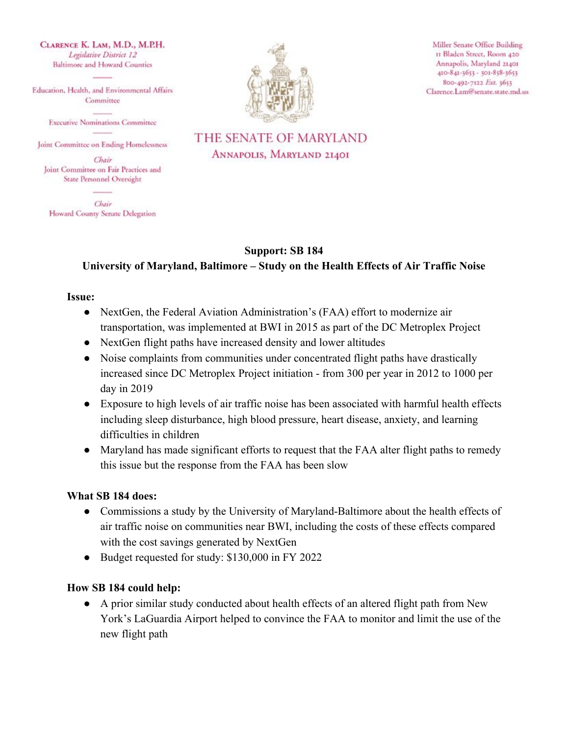**Clarence K. Lam, M.D., M.P.H.**
*Legislative District 12*
Baltimore and Howard Counties

Education, Health, and Environmental Affairs Committee

Executive Nominations Committee

Joint Committee on Ending Homelessness

*Chair*
Joint Committee on Fair Practices and State Personnel Oversight

*Chair*
Howard County Senate Delegation

THE SENATE OF MARYLAND
ANNAPOLIS, MARYLAND 21401

Miller Senate Office Building
11 Bladen Street, Room 420
Annapolis, Maryland 21401
410-841-3653 · 301-858-3653
800-492-7122 *Ext.* 3653
Clarence.Lam@senate.state.md.us

**Support: SB 184**
**University of Maryland, Baltimore – Study on the Health Effects of Air Traffic Noise**

**Issue:**

- NextGen, the Federal Aviation Administration's (FAA) effort to modernize air transportation, was implemented at BWI in 2015 as part of the DC Metroplex Project
- NextGen flight paths have increased density and lower altitudes
- Noise complaints from communities under concentrated flight paths have drastically increased since DC Metroplex Project initiation - from 300 per year in 2012 to 1000 per day in 2019
- Exposure to high levels of air traffic noise has been associated with harmful health effects including sleep disturbance, high blood pressure, heart disease, anxiety, and learning difficulties in children
- Maryland has made significant efforts to request that the FAA alter flight paths to remedy this issue but the response from the FAA has been slow

**What SB 184 does:**

- Commissions a study by the University of Maryland-Baltimore about the health effects of air traffic noise on communities near BWI, including the costs of these effects compared with the cost savings generated by NextGen
- Budget requested for study: $130,000 in FY 2022

**How SB 184 could help:**

- A prior similar study conducted about health effects of an altered flight path from New York's LaGuardia Airport helped to convince the FAA to monitor and limit the use of the new flight path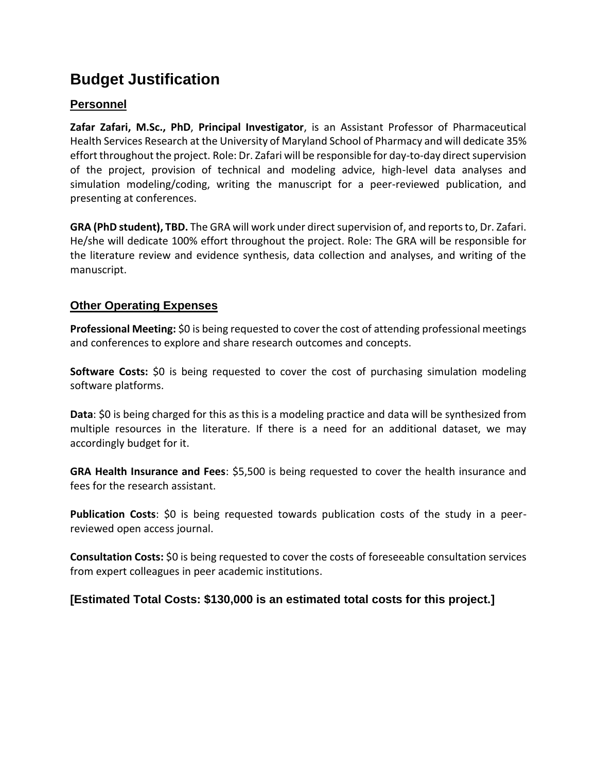# Budget Justification

## Personnel

**Zafar Zafari, M.Sc., PhD**, **Principal Investigator**, is an Assistant Professor of Pharmaceutical Health Services Research at the University of Maryland School of Pharmacy and will dedicate 35% effort throughout the project. Role: Dr. Zafari will be responsible for day-to-day direct supervision of the project, provision of technical and modeling advice, high-level data analyses and simulation modeling/coding, writing the manuscript for a peer-reviewed publication, and presenting at conferences.

**GRA (PhD student), TBD.** The GRA will work under direct supervision of, and reports to, Dr. Zafari. He/she will dedicate 100% effort throughout the project. Role: The GRA will be responsible for the literature review and evidence synthesis, data collection and analyses, and writing of the manuscript.

## Other Operating Expenses

**Professional Meeting:** $0 is being requested to cover the cost of attending professional meetings and conferences to explore and share research outcomes and concepts.

**Software Costs:** $0 is being requested to cover the cost of purchasing simulation modeling software platforms.

**Data**: $0 is being charged for this as this is a modeling practice and data will be synthesized from multiple resources in the literature. If there is a need for an additional dataset, we may accordingly budget for it.

**GRA Health Insurance and Fees**: $5,500 is being requested to cover the health insurance and fees for the research assistant.

**Publication Costs**: $0 is being requested towards publication costs of the study in a peer-reviewed open access journal.

**Consultation Costs:** $0 is being requested to cover the costs of foreseeable consultation services from expert colleagues in peer academic institutions.

**[Estimated Total Costs: $130,000 is an estimated total costs for this project.]**